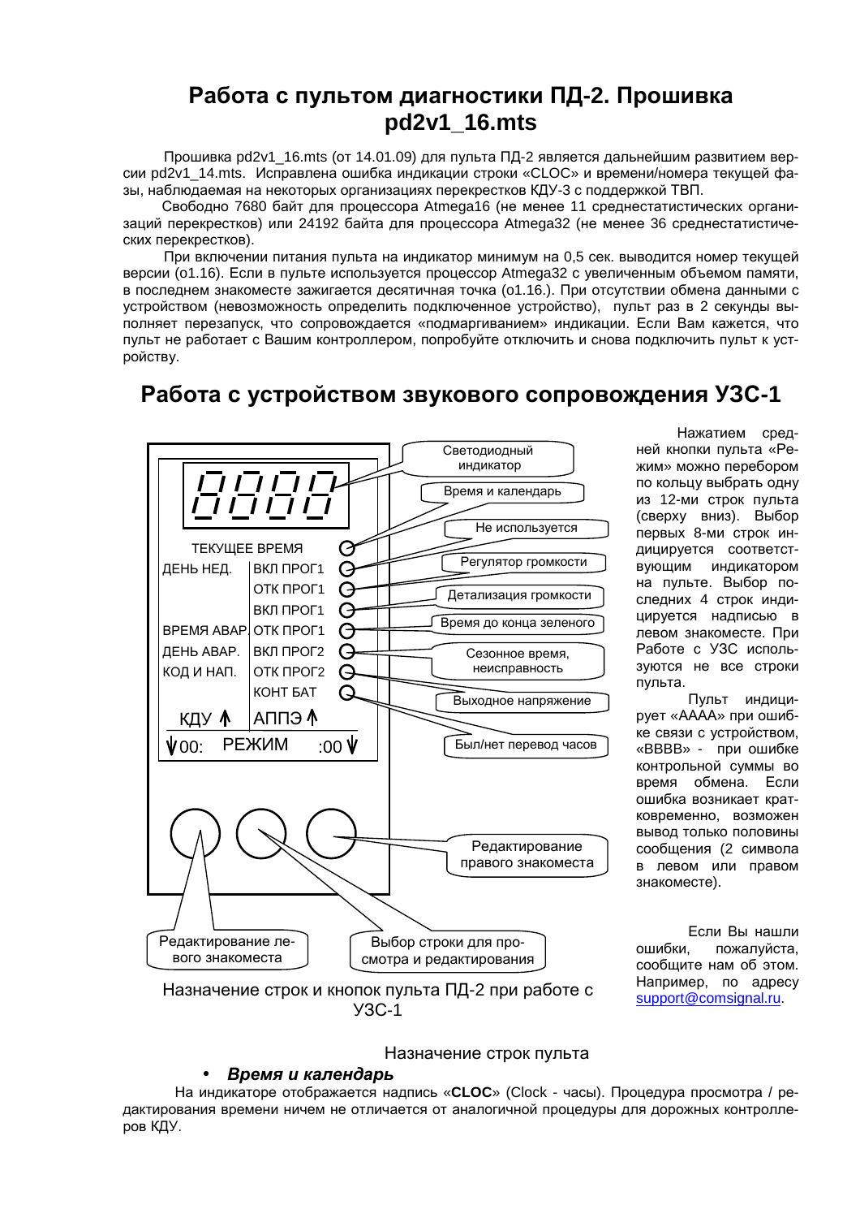# Работа с пультом диагностики ПД-2. Прошивка pd2v1_16.mts

Прошивка pd2v1_16.mts (от 14.01.09) для пульта ПД-2 является дальнейшим развитием версии pd2v1_14.mts. Исправлена ошибка индикации строки «CLOC» и времени/номера текущей фазы, наблюдаемая на некоторых организациях перекрестков КДУ-3 с поддержкой ТВП.

Свободно 7680 байт для процессора Atmega16 (не менее 11 среднестатистических организаций перекрестков) или 24192 байта для процессора Atmega32 (не менее 36 среднестатистических перекрестков).

При включении питания пульта на индикатор минимум на 0,5 сек. выводится номер текущей версии (o1.16). Если в пульте используется процессор Atmega32 с увеличенным объемом памяти, в последнем знакоместе зажигается десятичная точка (o1.16.). При отсутствии обмена данными с устройством (невозможность определить подключенное устройство), пульт раз в 2 секунды выполняет перезапуск, что сопровождается «подмаргиванием» индикации. Если Вам кажется, что пульт не работает с Вашим контроллером, попробуйте отключить и снова подключить пульт к устройству.

# Работа с устройством звукового сопровождения УЗС-1

Светодиодный индикатор  
Время и календарь  
Не используется  
Регулятор громкости  
Детализация громкости  
Время до конца зеленого  
Сезонное время, неисправность  
Выходное напряжение  
Был/нет перевод часов  
Редактирование правого знакоместа  
Редактирование левого знакоместа  
Выбор строки для просмотра и редактирования

ТЕКУЩЕЕ ВРЕМЯ  
ДЕНЬ НЕД. | ВКЛ ПРОГ1  
ОТК ПРОГ1  
ВКЛ ПРОГ1  
ВРЕМЯ АВАР. | ОТК ПРОГ1  
ДЕНЬ АВАР. | ВКЛ ПРОГ2  
КОД И НАП. | ОТК ПРОГ2  
КОНТ БАТ  
КДУ ↑ | АППЭ ↑  
↓00: РЕЖИМ :00 ↓

Назначение строк и кнопок пульта ПД-2 при работе с УЗС-1

Нажатием средней кнопки пульта «Режим» можно перебором по кольцу выбрать одну из 12-ми строк пульта (сверху вниз). Выбор первых 8-ми строк индицируется соответствующим индикатором на пульте. Выбор последних 4 строк индицируется надписью в левом знакоместе. При Работе с УЗС используются не все строки пульта.

Пульт индицирует «AAAA» при ошибке связи с устройством, «BBBB» - при ошибке контрольной суммы во время обмена. Если ошибка возникает кратковременно, возможен вывод только половины сообщения (2 символа в левом или правом знакоместе).

Если Вы нашли ошибки, пожалуйста, сообщите нам об этом. Например, по адресу support@comsignal.ru.

Назначение строк пульта

- ***Время и календарь***

На индикаторе отображается надпись «**CLOC**» (Clock - часы). Процедура просмотра / редактирования времени ничем не отличается от аналогичной процедуры для дорожных контроллеров КДУ.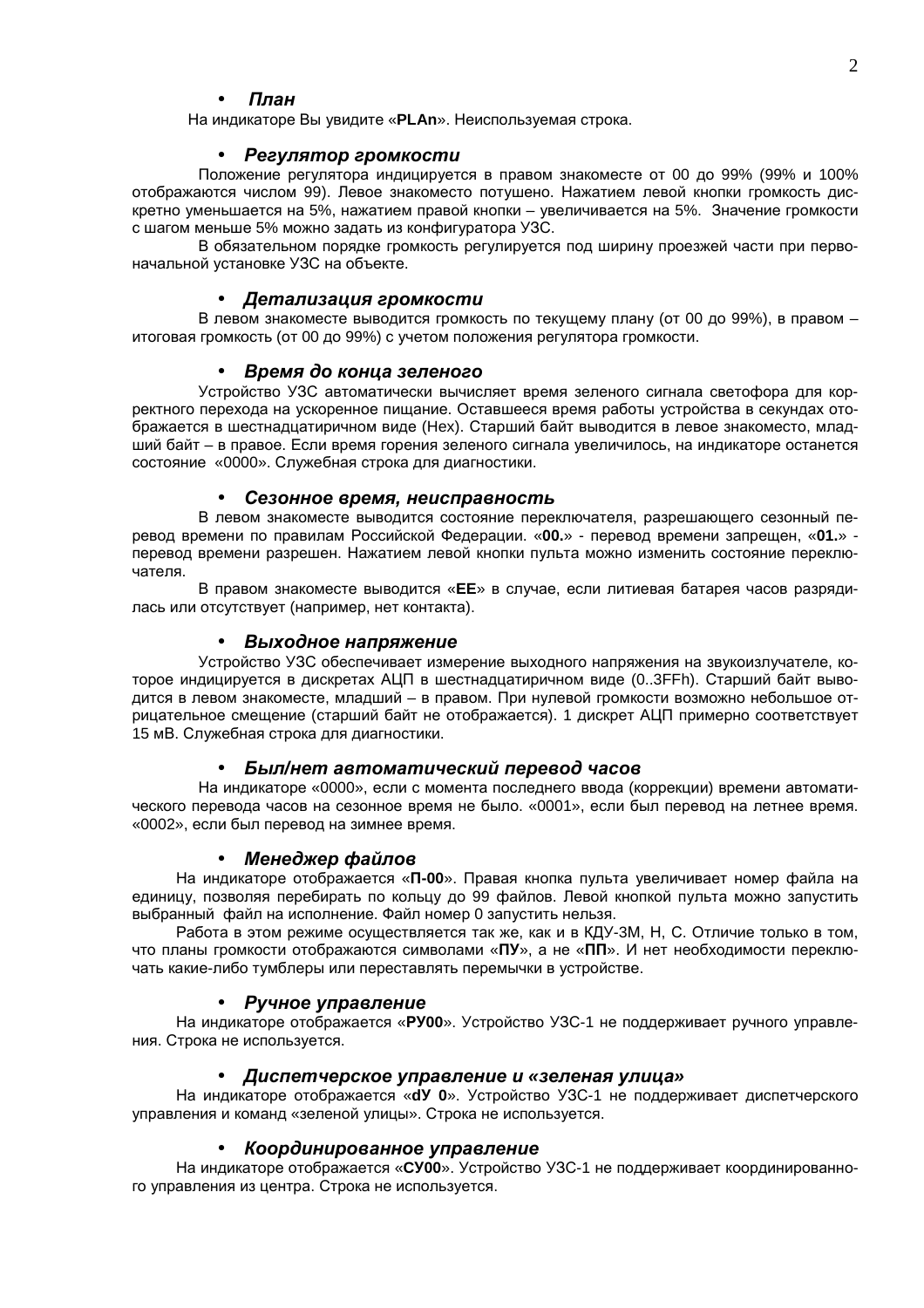- ***План***

На индикаторе Вы увидите «**PLAn**». Неиспользуемая строка.

- ***Регулятор громкости***

Положение регулятора индицируется в правом знакоместе от 00 до 99% (99% и 100% отображаются числом 99). Левое знакоместо потушено. Нажатием левой кнопки громкость дискретно уменьшается на 5%, нажатием правой кнопки – увеличивается на 5%. Значение громкости с шагом меньше 5% можно задать из конфигуратора УЗС.

В обязательном порядке громкость регулируется под ширину проезжей части при первоначальной установке УЗС на объекте.

- ***Детализация громкости***

В левом знакоместе выводится громкость по текущему плану (от 00 до 99%), в правом – итоговая громкость (от 00 до 99%) с учетом положения регулятора громкости.

- ***Время до конца зеленого***

Устройство УЗС автоматически вычисляет время зеленого сигнала светофора для корректного перехода на ускоренное пищание. Оставшееся время работы устройства в секундах отображается в шестнадцатиричном виде (Hex). Старший байт выводится в левое знакоместо, младший байт – в правое. Если время горения зеленого сигнала увеличилось, на индикаторе останется состояние «0000». Служебная строка для диагностики.

- ***Сезонное время, неисправность***

В левом знакоместе выводится состояние переключателя, разрешающего сезонный перевод времени по правилам Российской Федерации. «**00.**» - перевод времени запрещен, «**01.**» - перевод времени разрешен. Нажатием левой кнопки пульта можно изменить состояние переключателя.

В правом знакоместе выводится «**EE**» в случае, если литиевая батарея часов разрядилась или отсутствует (например, нет контакта).

- ***Выходное напряжение***

Устройство УЗС обеспечивает измерение выходного напряжения на звукоизлучателе, которое индицируется в дискретах АЦП в шестнадцатиричном виде (0..3FFh). Старший байт выводится в левом знакоместе, младший – в правом. При нулевой громкости возможно небольшое отрицательное смещение (старший байт не отображается). 1 дискрет АЦП примерно соответствует 15 мВ. Служебная строка для диагностики.

- ***Был/нет автоматический перевод часов***

На индикаторе «0000», если с момента последнего ввода (коррекции) времени автоматического перевода часов на сезонное время не было. «0001», если был перевод на летнее время. «0002», если был перевод на зимнее время.

- ***Менеджер файлов***

На индикаторе отображается «**П-00**». Правая кнопка пульта увеличивает номер файла на единицу, позволяя перебирать по кольцу до 99 файлов. Левой кнопкой пульта можно запустить выбранный файл на исполнение. Файл номер 0 запустить нельзя.

Работа в этом режиме осуществляется так же, как и в КДУ-3М, Н, С. Отличие только в том, что планы громкости отображаются символами «**ПУ**», а не «**ПП**». И нет необходимости переключать какие-либо тумблеры или переставлять перемычки в устройстве.

- ***Ручное управление***

На индикаторе отображается «**РУ00**». Устройство УЗС-1 не поддерживает ручного управления. Строка не используется.

- ***Диспетчерское управление и «зеленая улица»***

На индикаторе отображается «**dУ 0**». Устройство УЗС-1 не поддерживает диспетчерского управления и команд «зеленой улицы». Строка не используется.

- ***Координированное управление***

На индикаторе отображается «**СУ00**». Устройство УЗС-1 не поддерживает координированного управления из центра. Строка не используется.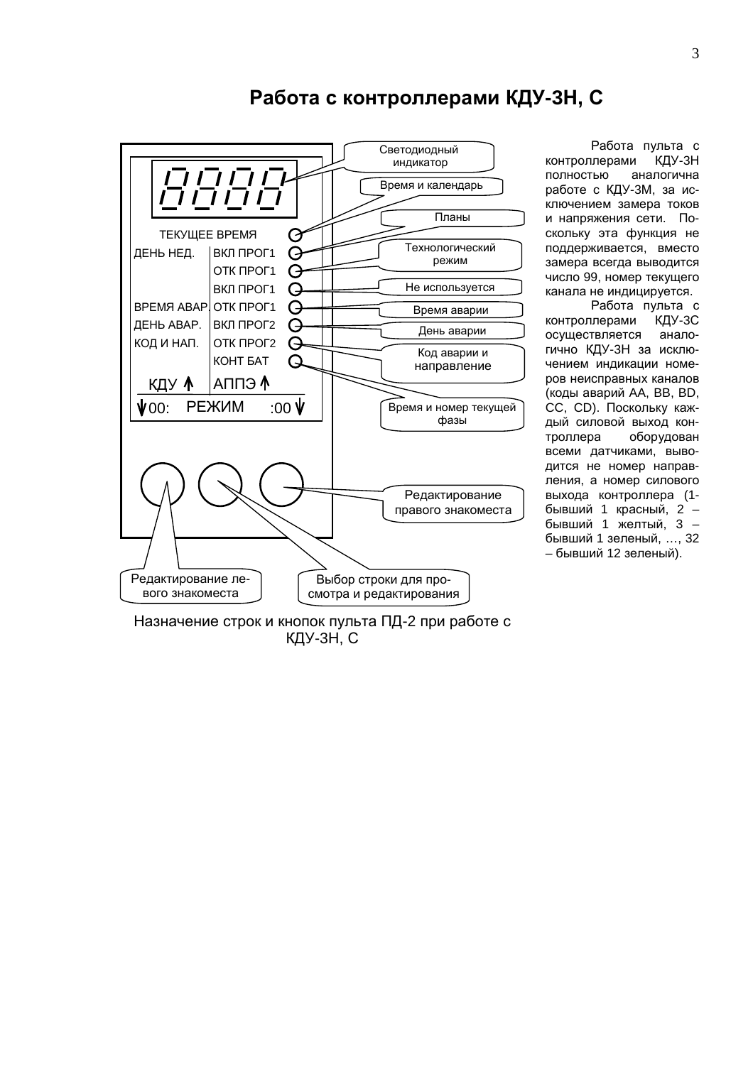# Работа с контроллерами КДУ-3Н, С

Светодиодный индикатор

Время и календарь

Планы

Технологический режим

Не используется

Время аварии

День аварии

Код аварии и направление

Время и номер текущей фазы

Редактирование правого знакоместа

Редактирование левого знакоместа

Выбор строки для просмотра и редактирования

ТЕКУЩЕЕ ВРЕМЯ

| | |
|---|---|
| ДЕНЬ НЕД. | ВКЛ ПРОГ1 |
| | ОТК ПРОГ1 |
| | ВКЛ ПРОГ1 |
| ВРЕМЯ АВАР. | ОТК ПРОГ1 |
| ДЕНЬ АВАР. | ВКЛ ПРОГ2 |
| КОД И НАП. | ОТК ПРОГ2 |
| | КОНТ БАТ |
| КДУ ↑ | АППЭ ↑ |

↓00: РЕЖИМ :00 ↓

Назначение строк и кнопок пульта ПД-2 при работе с КДУ-3Н, С

Работа пульта с контроллерами КДУ-3Н полностью аналогична работе с КДУ-3М, за исключением замера токов и напряжения сети. Поскольку эта функция не поддерживается, вместо замера всегда выводится число 99, номер текущего канала не индицируется.

Работа пульта с контроллерами КДУ-3С осуществляется аналогично КДУ-3Н за исключением индикации номеров неисправных каналов (коды аварий АА, ВВ, BD, CC, CD). Поскольку каждый силовой выход контроллера оборудован всеми датчиками, выводится не номер направления, а номер силового выхода контроллера (1-бывший 1 красный, 2 – бывший 1 желтый, 3 – бывший 1 зеленый, …, 32 – бывший 12 зеленый).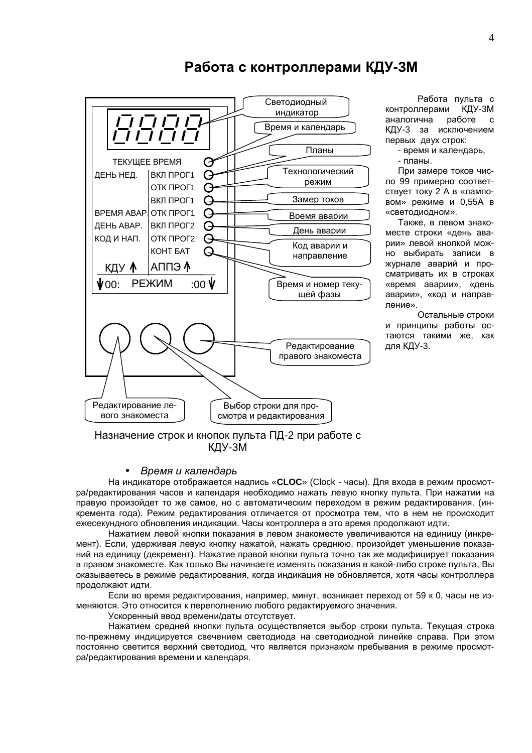# Работа с контроллерами КДУ-3М

Работа пульта с контроллерами КДУ-3М аналогична работе с КДУ-3 за исключением первых двух строк:

- время и календарь,
- планы.

При замере токов число 99 примерно соответствует току 2 А в «ламповом» режиме и 0,55А в «светодиодном».

Также, в левом знакоместе строки «день аварии» левой кнопкой можно выбирать записи в журнале аварий и просматривать их в строках «время аварии», «день аварии», «код и направление».

Остальные строки и принципы работы остаются такими же, как для КДУ-3.

Назначение строк и кнопок пульта ПД-2 при работе с КДУ-3М

- *Время и календарь*

На индикаторе отображается надпись «**CLOC**» (Clock - часы). Для входа в режим просмотра/редактирования часов и календаря необходимо нажать левую кнопку пульта. При нажатии на правую произойдет то же самое, но с автоматическим переходом в режим редактирования. (инкремента года). Режим редактирования отличается от просмотра тем, что в нем не происходит ежесекундного обновления индикации. Часы контроллера в это время продолжают идти.

Нажатием левой кнопки показания в левом знакоместе увеличиваются на единицу (инкремент). Если, удерживая левую кнопку нажатой, нажать среднюю, произойдет уменьшение показаний на единицу (декремент). Нажатие правой кнопки пульта точно так же модифицирует показания в правом знакоместе. Как только Вы начинаете изменять показания в какой-либо строке пульта, Вы оказываетесь в режиме редактирования, когда индикация не обновляется, хотя часы контроллера продолжают идти.

Если во время редактирования, например, минут, возникает переход от 59 к 0, часы не изменяются. Это относится к переполнению любого редактируемого значения.

Ускоренный ввод времени/даты отсутствует.

Нажатием средней кнопки пульта осуществляется выбор строки пульта. Текущая строка по-прежнему индицируется свечением светодиода на светодиодной линейке справа. При этом постоянно светится верхний светодиод, что является признаком пребывания в режиме просмотра/редактирования времени и календаря.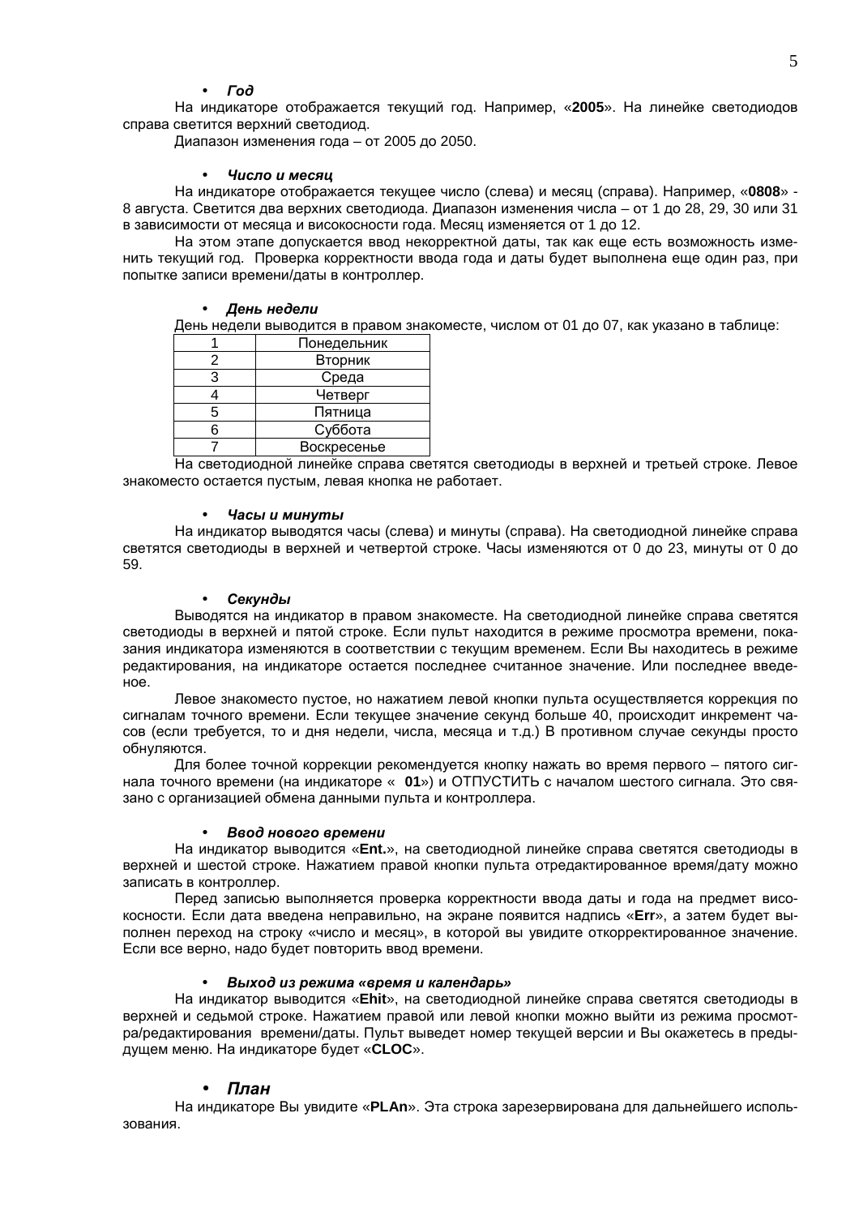- ***Год***

На индикаторе отображается текущий год. Например, «**2005**». На линейке светодиодов справа светится верхний светодиод.

Диапазон изменения года – от 2005 до 2050.

- ***Число и месяц***

На индикаторе отображается текущее число (слева) и месяц (справа). Например, «**0808**» - 8 августа. Светится два верхних светодиода. Диапазон изменения числа – от 1 до 28, 29, 30 или 31 в зависимости от месяца и високосности года. Месяц изменяется от 1 до 12.

На этом этапе допускается ввод некорректной даты, так как еще есть возможность изменить текущий год. Проверка корректности ввода года и даты будет выполнена еще один раз, при попытке записи времени/даты в контроллер.

- ***День недели***

День недели выводится в правом знакоместе, числом от 01 до 07, как указано в таблице:

| | |
|---|---|
| 1 | Понедельник |
| 2 | Вторник |
| 3 | Среда |
| 4 | Четверг |
| 5 | Пятница |
| 6 | Суббота |
| 7 | Воскресенье |

На светодиодной линейке справа светятся светодиоды в верхней и третьей строке. Левое знакоместо остается пустым, левая кнопка не работает.

- ***Часы и минуты***

На индикатор выводятся часы (слева) и минуты (справа). На светодиодной линейке справа светятся светодиоды в верхней и четвертой строке. Часы изменяются от 0 до 23, минуты от 0 до 59.

- ***Секунды***

Выводятся на индикатор в правом знакоместе. На светодиодной линейке справа светятся светодиоды в верхней и пятой строке. Если пульт находится в режиме просмотра времени, показания индикатора изменяются в соответствии с текущим временем. Если Вы находитесь в режиме редактирования, на индикаторе остается последнее считанное значение. Или последнее введенное.

Левое знакоместо пустое, но нажатием левой кнопки пульта осуществляется коррекция по сигналам точного времени. Если текущее значение секунд больше 40, происходит инкремент часов (если требуется, то и дня недели, числа, месяца и т.д.) В противном случае секунды просто обнуляются.

Для более точной коррекции рекомендуется кнопку нажать во время первого – пятого сигнала точного времени (на индикаторе « **01**») и ОТПУСТИТЬ с началом шестого сигнала. Это связано с организацией обмена данными пульта и контроллера.

- ***Ввод нового времени***

На индикатор выводится «**Ent.**», на светодиодной линейке справа светятся светодиоды в верхней и шестой строке. Нажатием правой кнопки пульта отредактированное время/дату можно записать в контроллер.

Перед записью выполняется проверка корректности ввода даты и года на предмет високосности. Если дата введена неправильно, на экране появится надпись «**Err**», а затем будет выполнен переход на строку «число и месяц», в которой вы увидите откорректированное значение. Если все верно, надо будет повторить ввод времени.

- ***Выход из режима «время и календарь»***

На индикатор выводится «**Ehit**», на светодиодной линейке справа светятся светодиоды в верхней и седьмой строке. Нажатием правой или левой кнопки можно выйти из режима просмотра/редактирования времени/даты. Пульт выведет номер текущей версии и Вы окажетесь в предыдущем меню. На индикаторе будет «**CLOC**».

- ***План***

На индикаторе Вы увидите «**PLAn**». Эта строка зарезервирована для дальнейшего использования.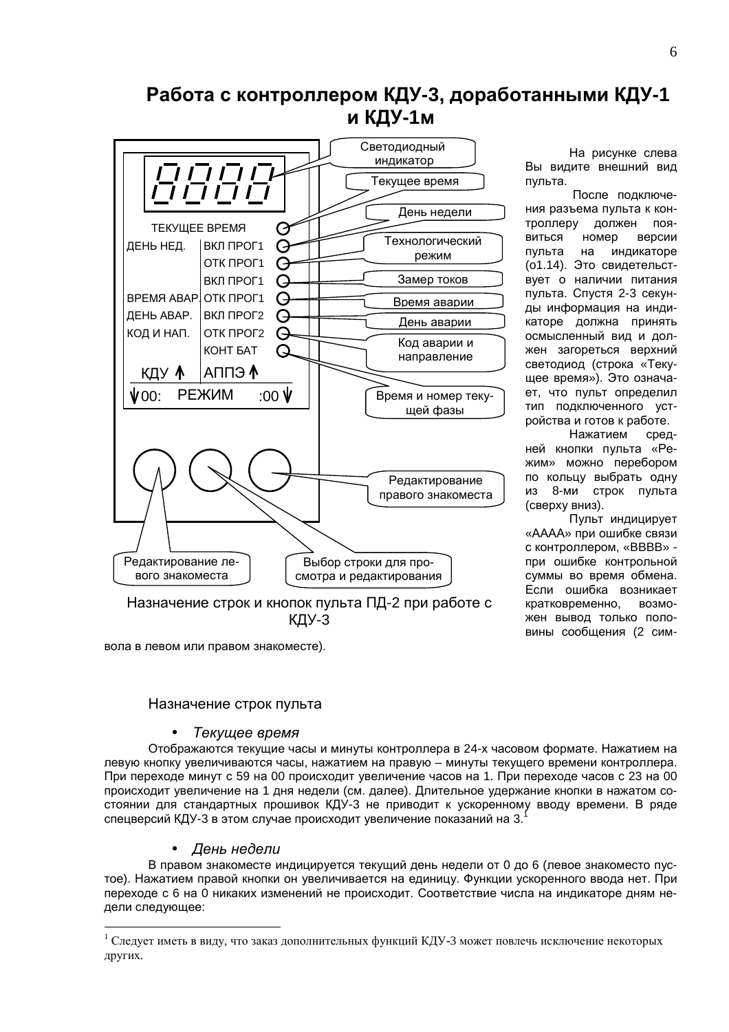# Работа с контроллером КДУ-3, доработанными КДУ-1 и КДУ-1м

Светодиодный индикатор

Текущее время

День недели

Технологический режим

Замер токов

Время аварии

День аварии

Код аварии и направление

Время и номер текущей фазы

ТЕКУЩЕЕ ВРЕМЯ
ДЕНЬ НЕД. | ВКЛ ПРОГ1
ОТК ПРОГ1
ВКЛ ПРОГ1
ВРЕМЯ АВАР. | ОТК ПРОГ1
ДЕНЬ АВАР. | ВКЛ ПРОГ2
КОД И НАП. | ОТК ПРОГ2
КОНТ БАТ
КДУ ↑ | АППЭ ↑
↓00: РЕЖИМ :00 ↓

Редактирование правого знакоместа

Редактирование левого знакоместа

Выбор строки для просмотра и редактирования

Назначение строк и кнопок пульта ПД-2 при работе с КДУ-3

На рисунке слева Вы видите внешний вид пульта.

После подключения разъема пульта к контроллеру должен появиться номер версии пульта на индикаторе (о1.14). Это свидетельствует о наличии питания пульта. Спустя 2-3 секунды информация на индикаторе должна принять осмысленный вид и должен загореться верхний светодиод (строка «Текущее время»). Это означает, что пульт определил тип подключенного устройства и готов к работе.

Нажатием средней кнопки пульта «Режим» можно перебором по кольцу выбрать одну из 8-ми строк пульта (сверху вниз).

Пульт индицирует «АААА» при ошибке связи с контроллером, «BBBB» - при ошибке контрольной суммы во время обмена. Если ошибка возникает кратковременно, возможен вывод только половины сообщения (2 символа в левом или правом знакоместе).

Назначение строк пульта

- *Текущее время*

Отображаются текущие часы и минуты контроллера в 24-х часовом формате. Нажатием на левую кнопку увеличиваются часы, нажатием на правую – минуты текущего времени контроллера. При переходе минут с 59 на 00 происходит увеличение часов на 1. При переходе часов с 23 на 00 происходит увеличение на 1 дня недели (см. далее). Длительное удержание кнопки в нажатом состоянии для стандартных прошивок КДУ-3 не приводит к ускоренному вводу времени. В ряде спецверсий КДУ-3 в этом случае происходит увеличение показаний на 3.[1]

- *День недели*

В правом знакоместе индицируется текущий день недели от 0 до 6 (левое знакоместо пустое). Нажатием правой кнопки он увеличивается на единицу. Функции ускоренного ввода нет. При переходе с 6 на 0 никаких изменений не происходит. Соответствие числа на индикаторе дням недели следующее:

[1] Следует иметь в виду, что заказ дополнительных функций КДУ-3 может повлечь исключение некоторых других.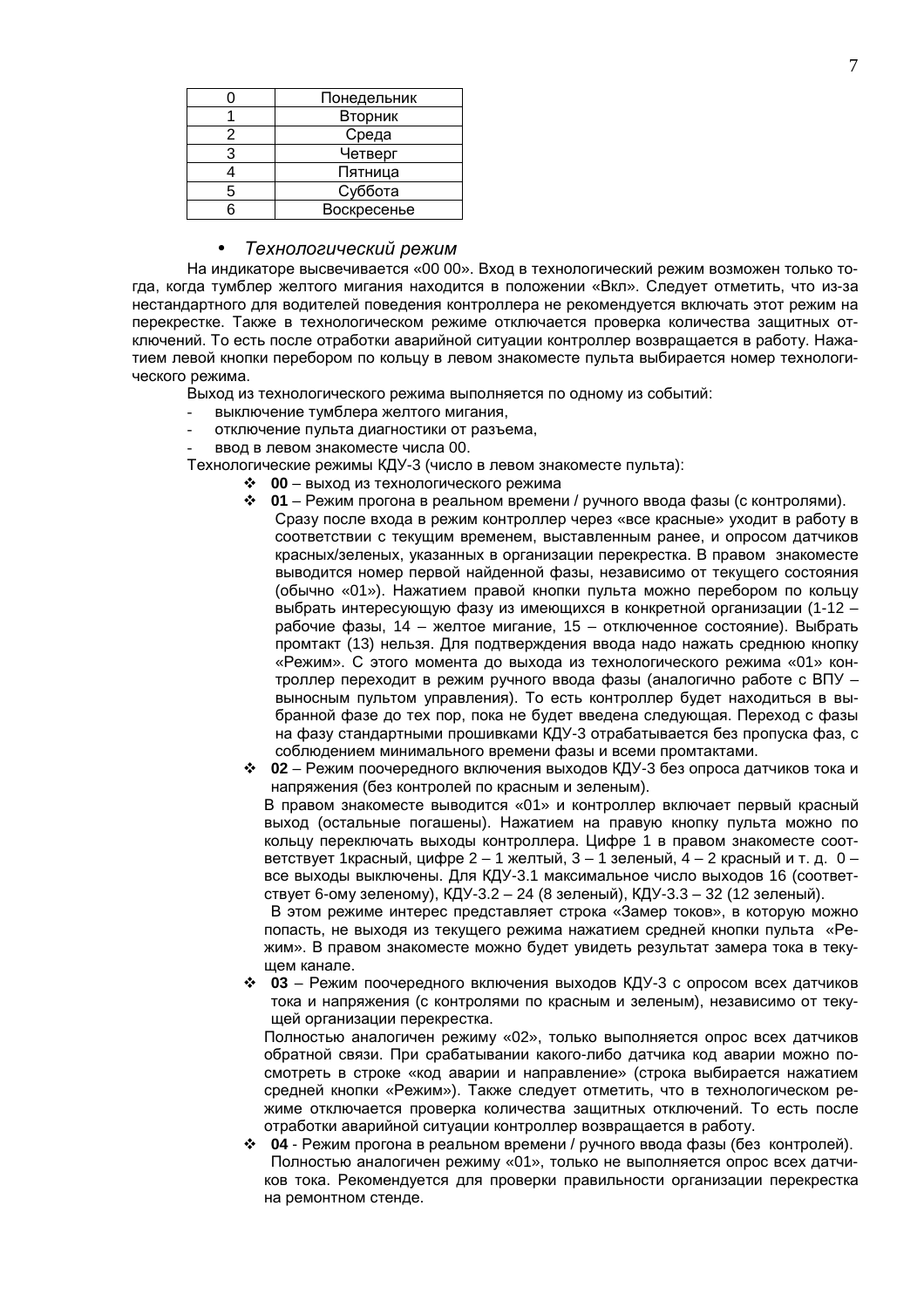| 0 | Понедельник |
|---|---|
| 1 | Вторник |
| 2 | Среда |
| 3 | Четверг |
| 4 | Пятница |
| 5 | Суббота |
| 6 | Воскресенье |

- *Технологический режим*

На индикаторе высвечивается «00 00». Вход в технологический режим возможен только тогда, когда тумблер желтого мигания находится в положении «Вкл». Следует отметить, что из-за нестандартного для водителей поведения контроллера не рекомендуется включать этот режим на перекрестке. Также в технологическом режиме отключается проверка количества защитных отключений. То есть после отработки аварийной ситуации контроллер возвращается в работу. Нажатием левой кнопки перебором по кольцу в левом знакоместе пульта выбирается номер технологического режима.

Выход из технологического режима выполняется по одному из событий:

- выключение тумблера желтого мигания,
- отключение пульта диагностики от разъема,
- ввод в левом знакоместе числа 00.

Технологические режимы КДУ-3 (число в левом знакоместе пульта):

- **00** – выход из технологического режима
- **01** – Режим прогона в реальном времени / ручного ввода фазы (с контролями).
  Сразу после входа в режим контроллер через «все красные» уходит в работу в соответствии с текущим временем, выставленным ранее, и опросом датчиков красных/зеленых, указанных в организации перекрестка. В правом знакоместе выводится номер первой найденной фазы, независимо от текущего состояния (обычно «01»). Нажатием правой кнопки пульта можно перебором по кольцу выбрать интересующую фазу из имеющихся в конкретной организации (1-12 – рабочие фазы, 14 – желтое мигание, 15 – отключенное состояние). Выбрать промтакт (13) нельзя. Для подтверждения ввода надо нажать среднюю кнопку «Режим». С этого момента до выхода из технологического режима «01» контроллер переходит в режим ручного ввода фазы (аналогично работе с ВПУ – выносным пультом управления). То есть контроллер будет находиться в выбранной фазе до тех пор, пока не будет введена следующая. Переход с фазы на фазу стандартными прошивками КДУ-3 отрабатывается без пропуска фаз, с соблюдением минимального времени фазы и всеми промтактами.
- **02** – Режим поочередного включения выходов КДУ-3 без опроса датчиков тока и напряжения (без контролей по красным и зеленым).
  В правом знакоместе выводится «01» и контроллер включает первый красный выход (остальные погашены). Нажатием на правую кнопку пульта можно по кольцу переключать выходы контроллера. Цифре 1 в правом знакоместе соответствует 1красный, цифре 2 – 1 желтый, 3 – 1 зеленый, 4 – 2 красный и т. д. 0 – все выходы выключены. Для КДУ-3.1 максимальное число выходов 16 (соответствует 6-ому зеленому), КДУ-3.2 – 24 (8 зеленый), КДУ-3.3 – 32 (12 зеленый).
  В этом режиме интерес представляет строка «Замер токов», в которую можно попасть, не выходя из текущего режима нажатием средней кнопки пульта «Режим». В правом знакоместе можно будет увидеть результат замера тока в текущем канале.
- **03** – Режим поочередного включения выходов КДУ-3 с опросом всех датчиков тока и напряжения (с контролями по красным и зеленым), независимо от текущей организации перекрестка.
  Полностью аналогичен режиму «02», только выполняется опрос всех датчиков обратной связи. При срабатывании какого-либо датчика код аварии можно посмотреть в строке «код аварии и направление» (строка выбирается нажатием средней кнопки «Режим»). Также следует отметить, что в технологическом режиме отключается проверка количества защитных отключений. То есть после отработки аварийной ситуации контроллер возвращается в работу.
- **04** - Режим прогона в реальном времени / ручного ввода фазы (без контролей).
  Полностью аналогичен режиму «01», только не выполняется опрос всех датчиков тока. Рекомендуется для проверки правильности организации перекрестка на ремонтном стенде.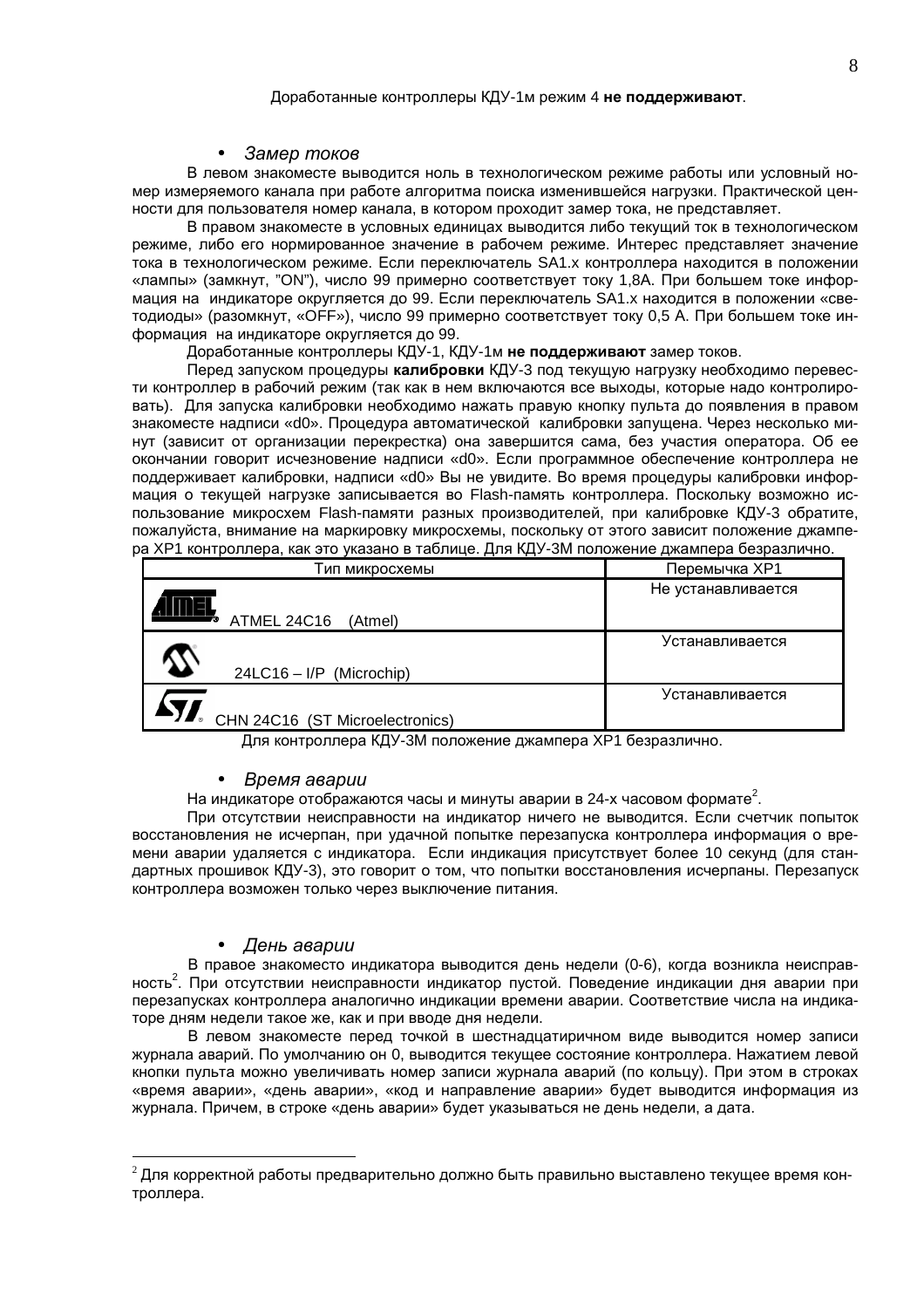Доработанные контроллеры КДУ-1м режим 4 **не поддерживают**.

- *Замер токов*

В левом знакоместе выводится ноль в технологическом режиме работы или условный номер измеряемого канала при работе алгоритма поиска изменившейся нагрузки. Практической ценности для пользователя номер канала, в котором проходит замер тока, не представляет.

В правом знакоместе в условных единицах выводится либо текущий ток в технологическом режиме, либо его нормированное значение в рабочем режиме. Интерес представляет значение тока в технологическом режиме. Если переключатель SA1.x контроллера находится в положении «лампы» (замкнут, "ON"), число 99 примерно соответствует току 1,8А. При большем токе информация на индикаторе округляется до 99. Если переключатель SA1.x находится в положении «светодиоды» (разомкнут, «OFF»), число 99 примерно соответствует току 0,5 А. При большем токе информация на индикаторе округляется до 99.

Доработанные контроллеры КДУ-1, КДУ-1м **не поддерживают** замер токов.

Перед запуском процедуры **калибровки** КДУ-3 под текущую нагрузку необходимо перевести контроллер в рабочий режим (так как в нем включаются все выходы, которые надо контролировать). Для запуска калибровки необходимо нажать правую кнопку пульта до появления в правом знакоместе надписи «d0». Процедура автоматической калибровки запущена. Через несколько минут (зависит от организации перекрестка) она завершится сама, без участия оператора. Об ее окончании говорит исчезновение надписи «d0». Если программное обеспечение контроллера не поддерживает калибровки, надписи «d0» Вы не увидите. Во время процедуры калибровки информация о текущей нагрузке записывается во Flash-память контроллера. Поскольку возможно использование микросхем Flash-памяти разных производителей, при калибровке КДУ-3 обратите, пожалуйста, внимание на маркировку микросхемы, поскольку от этого зависит положение джампера XP1 контроллера, как это указано в таблице. Для КДУ-3М положение джампера безразлично.

| Тип микросхемы | Перемычка XP1 |
|---|---|
| ATMEL 24C16 (Atmel) | Не устанавливается |
| 24LC16 – I/P (Microchip) | Устанавливается |
| CHN 24C16 (ST Microelectronics) | Устанавливается |

Для контроллера КДУ-3М положение джампера XP1 безразлично.

- *Время аварии*

На индикаторе отображаются часы и минуты аварии в 24-х часовом формате[2].

При отсутствии неисправности на индикатор ничего не выводится. Если счетчик попыток восстановления не исчерпан, при удачной попытке перезапуска контроллера информация о времени аварии удаляется с индикатора. Если индикация присутствует более 10 секунд (для стандартных прошивок КДУ-3), это говорит о том, что попытки восстановления исчерпаны. Перезапуск контроллера возможен только через выключение питания.

- *День аварии*

В правое знакоместо индикатора выводится день недели (0-6), когда возникла неисправность[2]. При отсутствии неисправности индикатор пустой. Поведение индикации дня аварии при перезапусках контроллера аналогично индикации времени аварии. Соответствие числа на индикаторе дням недели такое же, как и при вводе дня недели.

В левом знакоместе перед точкой в шестнадцатиричном виде выводится номер записи журнала аварий. По умолчанию он 0, выводится текущее состояние контроллера. Нажатием левой кнопки пульта можно увеличивать номер записи журнала аварий (по кольцу). При этом в строках «время аварии», «день аварии», «код и направление аварии» будет выводится информация из журнала. Причем, в строке «день аварии» будет указываться не день недели, а дата.

---

[2] Для корректной работы предварительно должно быть правильно выставлено текущее время контроллера.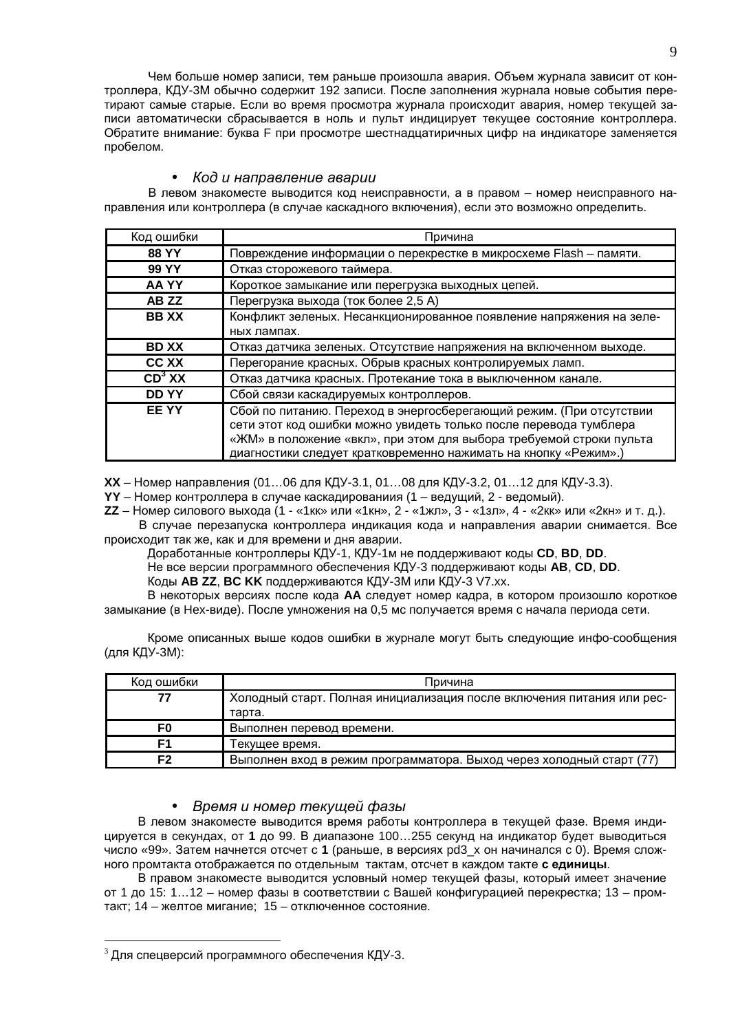Чем больше номер записи, тем раньше произошла авария. Объем журнала зависит от контроллера, КДУ-3М обычно содержит 192 записи. После заполнения журнала новые события перетирают самые старые. Если во время просмотра журнала происходит авария, номер текущей записи автоматически сбрасывается в ноль и пульт индицирует текущее состояние контроллера. Обратите внимание: буква F при просмотре шестнадцатиричных цифр на индикаторе заменяется пробелом.

- *Код и направление аварии*

В левом знакоместе выводится код неисправности, а в правом – номер неисправного направления или контроллера (в случае каскадного включения), если это возможно определить.

| Код ошибки | Причина |
|---|---|
| **88 YY** | Повреждение информации о перекрестке в микросхеме Flash – памяти. |
| **99 YY** | Отказ сторожевого таймера. |
| **AA YY** | Короткое замыкание или перегрузка выходных цепей. |
| **AB ZZ** | Перегрузка выхода (ток более 2,5 А) |
| **BB XX** | Конфликт зеленых. Несанкционированное появление напряжения на зеленых лампах. |
| **BD XX** | Отказ датчика зеленых. Отсутствие напряжения на включенном выходе. |
| **CC XX** | Перегорание красных. Обрыв красных контролируемых ламп. |
| **CD[3] XX** | Отказ датчика красных. Протекание тока в выключенном канале. |
| **DD YY** | Сбой связи каскадируемых контроллеров. |
| **EE YY** | Сбой по питанию. Переход в энергосберегающий режим. (При отсутствии сети этот код ошибки можно увидеть только после перевода тумблера «ЖМ» в положение «вкл», при этом для выбора требуемой строки пульта диагностики следует кратковременно нажимать на кнопку «Режим».) |

**XX** – Номер направления (01…06 для КДУ-3.1, 01…08 для КДУ-3.2, 01…12 для КДУ-3.3).
**YY** – Номер контроллера в случае каскадированиия (1 – ведущий, 2 - ведомый).
**ZZ** – Номер силового выхода (1 - «1кк» или «1кн», 2 - «1жл», 3 - «1зл», 4 - «2кк» или «2кн» и т. д.).

В случае перезапуска контроллера индикация кода и направления аварии снимается. Все происходит так же, как и для времени и дня аварии.

Доработанные контроллеры КДУ-1, КДУ-1м не поддерживают коды **CD**, **BD**, **DD**.

Не все версии программного обеспечения КДУ-3 поддерживают коды **AB**, **CD**, **DD**.

Коды **AB ZZ**, **BC KK** поддерживаются КДУ-3М или КДУ-3 V7.xx.

В некоторых версиях после кода **AA** следует номер кадра, в котором произошло короткое замыкание (в Hex-виде). После умножения на 0,5 мс получается время с начала периода сети.

Кроме описанных выше кодов ошибки в журнале могут быть следующие инфо-сообщения (для КДУ-3М):

| Код ошибки | Причина |
|---|---|
| **77** | Холодный старт. Полная инициализация после включения питания или рестарта. |
| **F0** | Выполнен перевод времени. |
| **F1** | Текущее время. |
| **F2** | Выполнен вход в режим программатора. Выход через холодный старт (77) |

- *Время и номер текущей фазы*

В левом знакоместе выводится время работы контроллера в текущей фазе. Время индицируется в секундах, от **1** до 99. В диапазоне 100…255 секунд на индикатор будет выводиться число «99». Затем начнется отсчет с **1** (раньше, в версиях pd3_x он начинался с 0). Время сложного промтакта отображается по отдельным тактам, отсчет в каждом такте **с единицы**.

В правом знакоместе выводится условный номер текущей фазы, который имеет значение от 1 до 15: 1…12 – номер фазы в соответствии с Вашей конфигурацией перекрестка; 13 – промтакт; 14 – желтое мигание; 15 – отключенное состояние.

[3] Для спецверсий программного обеспечения КДУ-3.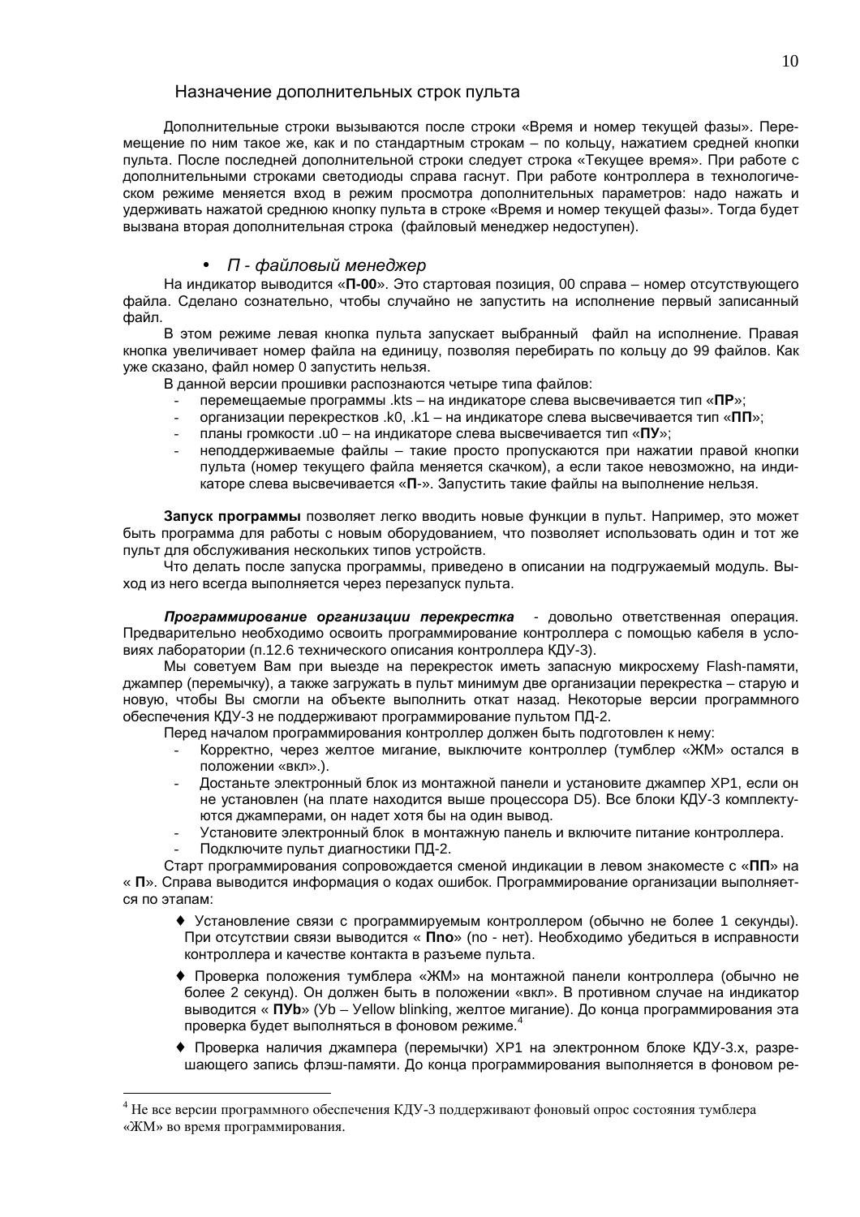## Назначение дополнительных строк пульта

Дополнительные строки вызываются после строки «Время и номер текущей фазы». Перемещение по ним такое же, как и по стандартным строкам – по кольцу, нажатием средней кнопки пульта. После последней дополнительной строки следует строка «Текущее время». При работе с дополнительными строками светодиоды справа гаснут. При работе контроллера в технологическом режиме меняется вход в режим просмотра дополнительных параметров: надо нажать и удерживать нажатой среднюю кнопку пульта в строке «Время и номер текущей фазы». Тогда будет вызвана вторая дополнительная строка (файловый менеджер недоступен).

### • *П - файловый менеджер*

На индикатор выводится «**П-00**». Это стартовая позиция, 00 справа – номер отсутствующего файла. Сделано сознательно, чтобы случайно не запустить на исполнение первый записанный файл.

В этом режиме левая кнопка пульта запускает выбранный файл на исполнение. Правая кнопка увеличивает номер файла на единицу, позволяя перебирать по кольцу до 99 файлов. Как уже сказано, файл номер 0 запустить нельзя.

В данной версии прошивки распознаются четыре типа файлов:

- перемещаемые программы .kts – на индикаторе слева высвечивается тип «**ПР**»;
- организации перекрестков .k0, .k1 – на индикаторе слева высвечивается тип «**ПП**»;
- планы громкости .u0 – на индикаторе слева высвечивается тип «**ПУ**»;
- неподдерживаемые файлы – такие просто пропускаются при нажатии правой кнопки пульта (номер текущего файла меняется скачком), а если такое невозможно, на индикаторе слева высвечивается «**П**-». Запустить такие файлы на выполнение нельзя.

**Запуск программы** позволяет легко вводить новые функции в пульт. Например, это может быть программа для работы с новым оборудованием, что позволяет использовать один и тот же пульт для обслуживания нескольких типов устройств.

Что делать после запуска программы, приведено в описании на подгружаемый модуль. Выход из него всегда выполняется через перезапуск пульта.

***Программирование организации перекрестка*** - довольно ответственная операция. Предварительно необходимо освоить программирование контроллера с помощью кабеля в условиях лаборатории (п.12.6 технического описания контроллера КДУ-3).

Мы советуем Вам при выезде на перекресток иметь запасную микросхему Flash-памяти, джампер (перемычку), а также загружать в пульт минимум две организации перекрестка – старую и новую, чтобы Вы смогли на объекте выполнить откат назад. Некоторые версии программного обеспечения КДУ-3 не поддерживают программирование пультом ПД-2.

Перед началом программирования контроллер должен быть подготовлен к нему:

- Корректно, через желтое мигание, выключите контроллер (тумблер «ЖМ» остался в положении «вкл».).
- Достаньте электронный блок из монтажной панели и установите джампер XP1, если он не установлен (на плате находится выше процессора D5). Все блоки КДУ-3 комплектуются джамперами, он надет хотя бы на один вывод.
- Установите электронный блок в монтажную панель и включите питание контроллера.
- Подключите пульт диагностики ПД-2.

Старт программирования сопровождается сменой индикации в левом знакоместе с «**ПП**» на « **П**». Справа выводится информация о кодах ошибок. Программирование организации выполняется по этапам:

- ♦ Установление связи с программируемым контроллером (обычно не более 1 секунды). При отсутствии связи выводится « **Пno**» (no - нет). Необходимо убедиться в исправности контроллера и качестве контакта в разъеме пульта.
- ♦ Проверка положения тумблера «ЖМ» на монтажной панели контроллера (обычно не более 2 секунд). Он должен быть в положении «вкл». В противном случае на индикатор выводится « **ПYb**» (Yb – Yellow blinking, желтое мигание). До конца программирования эта проверка будет выполняться в фоновом режиме.[4]
- ♦ Проверка наличия джампера (перемычки) XP1 на электронном блоке КДУ-3.х, разрешающего запись флэш-памяти. До конца программирования выполняется в фоновом ре-

[4] Не все версии программного обеспечения КДУ-3 поддерживают фоновый опрос состояния тумблера «ЖМ» во время программирования.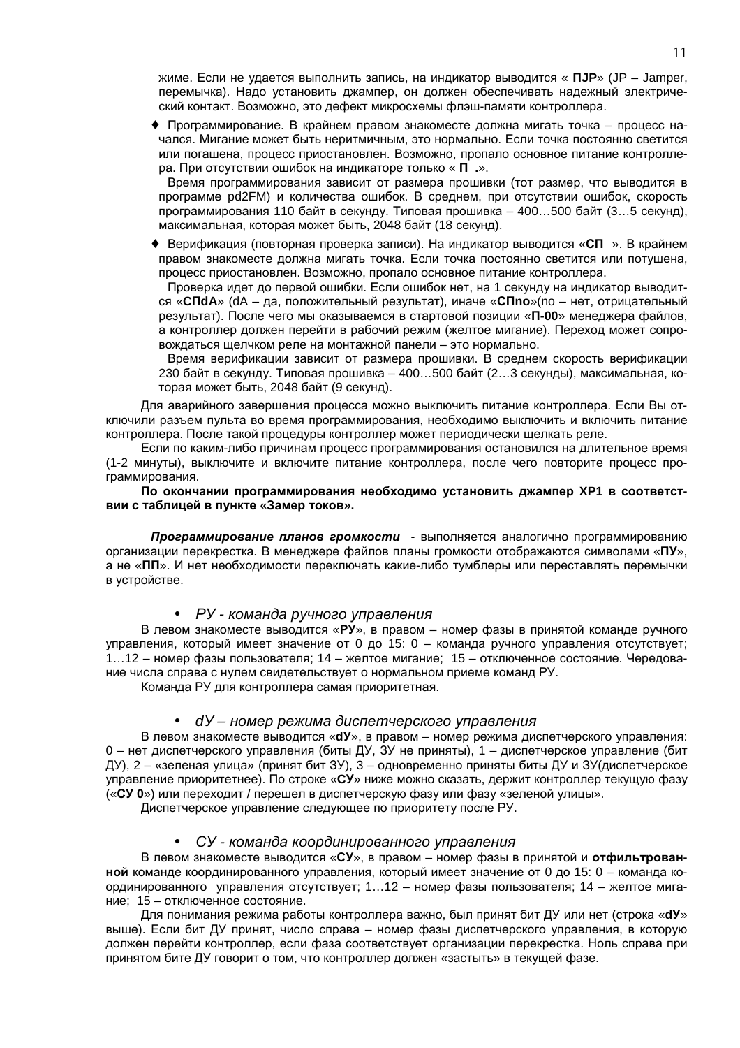жиме. Если не удается выполнить запись, на индикатор выводится « **ПJР**» (JP – Jamper, перемычка). Надо установить джампер, он должен обеспечивать надежный электрический контакт. Возможно, это дефект микросхемы флэш-памяти контроллера.

- ♦ Программирование. В крайнем правом знакоместе должна мигать точка – процесс начался. Мигание может быть неритмичным, это нормально. Если точка постоянно светится или погашена, процесс приостановлен. Возможно, пропало основное питание контроллера. При отсутствии ошибок на индикаторе только « **П .**».

  Время программирования зависит от размера прошивки (тот размер, что выводится в программе pd2FM) и количества ошибок. В среднем, при отсутствии ошибок, скорость программирования 110 байт в секунду. Типовая прошивка – 400…500 байт (3…5 секунд), максимальная, которая может быть, 2048 байт (18 секунд).

- ♦ Верификация (повторная проверка записи). На индикатор выводится «**СП** ». В крайнем правом знакоместе должна мигать точка. Если точка постоянно светится или потушена, процесс приостановлен. Возможно, пропало основное питание контроллера.

  Проверка идет до первой ошибки. Если ошибок нет, на 1 секунду на индикатор выводится «**СПdA**» (dA – да, положительный результат), иначе «**СПno**»(no – нет, отрицательный результат). После чего мы оказываемся в стартовой позиции «**П-00**» менеджера файлов, а контроллер должен перейти в рабочий режим (желтое мигание). Переход может сопровождаться щелчком реле на монтажной панели – это нормально.

  Время верификации зависит от размера прошивки. В среднем скорость верификации 230 байт в секунду. Типовая прошивка – 400…500 байт (2…3 секунды), максимальная, которая может быть, 2048 байт (9 секунд).

Для аварийного завершения процесса можно выключить питание контроллера. Если Вы отключили разъем пульта во время программирования, необходимо выключить и включить питание контроллера. После такой процедуры контроллер может периодически щелкать реле.

Если по каким-либо причинам процесс программирования остановился на длительное время (1-2 минуты), выключите и включите питание контроллера, после чего повторите процесс программирования.

**По окончании программирования необходимо установить джампер ХР1 в соответствии с таблицей в пункте «Замер токов».**

***Программирование планов громкости*** - выполняется аналогично программированию организации перекрестка. В менеджере файлов планы громкости отображаются символами «**ПУ**», а не «**ПП**». И нет необходимости переключать какие-либо тумблеры или переставлять перемычки в устройстве.

- *РУ - команда ручного управления*

В левом знакоместе выводится «**РУ**», в правом – номер фазы в принятой команде ручного управления, который имеет значение от 0 до 15: 0 – команда ручного управления отсутствует; 1…12 – номер фазы пользователя; 14 – желтое мигание; 15 – отключенное состояние. Чередование числа справа с нулем свидетельствует о нормальном приеме команд РУ.

Команда РУ для контроллера самая приоритетная.

- *dУ – номер режима диспетчерского управления*

В левом знакоместе выводится «**dУ**», в правом – номер режима диспетчерского управления: 0 – нет диспетчерского управления (биты ДУ, ЗУ не приняты), 1 – диспетчерское управление (бит ДУ), 2 – «зеленая улица» (принят бит ЗУ), 3 – одновременно приняты биты ДУ и ЗУ(диспетчерское управление приоритетнее). По строке «**СУ**» ниже можно сказать, держит контроллер текущую фазу («**СУ 0**») или переходит / перешел в диспетчерскую фазу или фазу «зеленой улицы».

Диспетчерское управление следующее по приоритету после РУ.

- *СУ - команда координированного управления*

В левом знакоместе выводится «**СУ**», в правом – номер фазы в принятой и **отфильтрованной** команде координированного управления, который имеет значение от 0 до 15: 0 – команда координированного управления отсутствует; 1…12 – номер фазы пользователя; 14 – желтое мигание; 15 – отключенное состояние.

Для понимания режима работы контроллера важно, был принят бит ДУ или нет (строка «**dУ**» выше). Если бит ДУ принят, число справа – номер фазы диспетчерского управления, в которую должен перейти контроллер, если фаза соответствует организации перекрестка. Ноль справа при принятом бите ДУ говорит о том, что контроллер должен «застыть» в текущей фазе.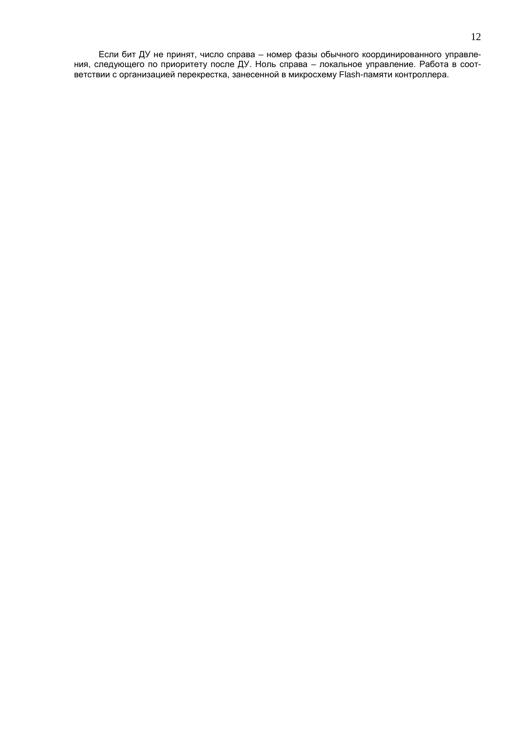Если бит ДУ не принят, число справа – номер фазы обычного координированного управления, следующего по приоритету после ДУ. Ноль справа – локальное управление. Работа в соответствии с организацией перекрестка, занесенной в микросхему Flash-памяти контроллера.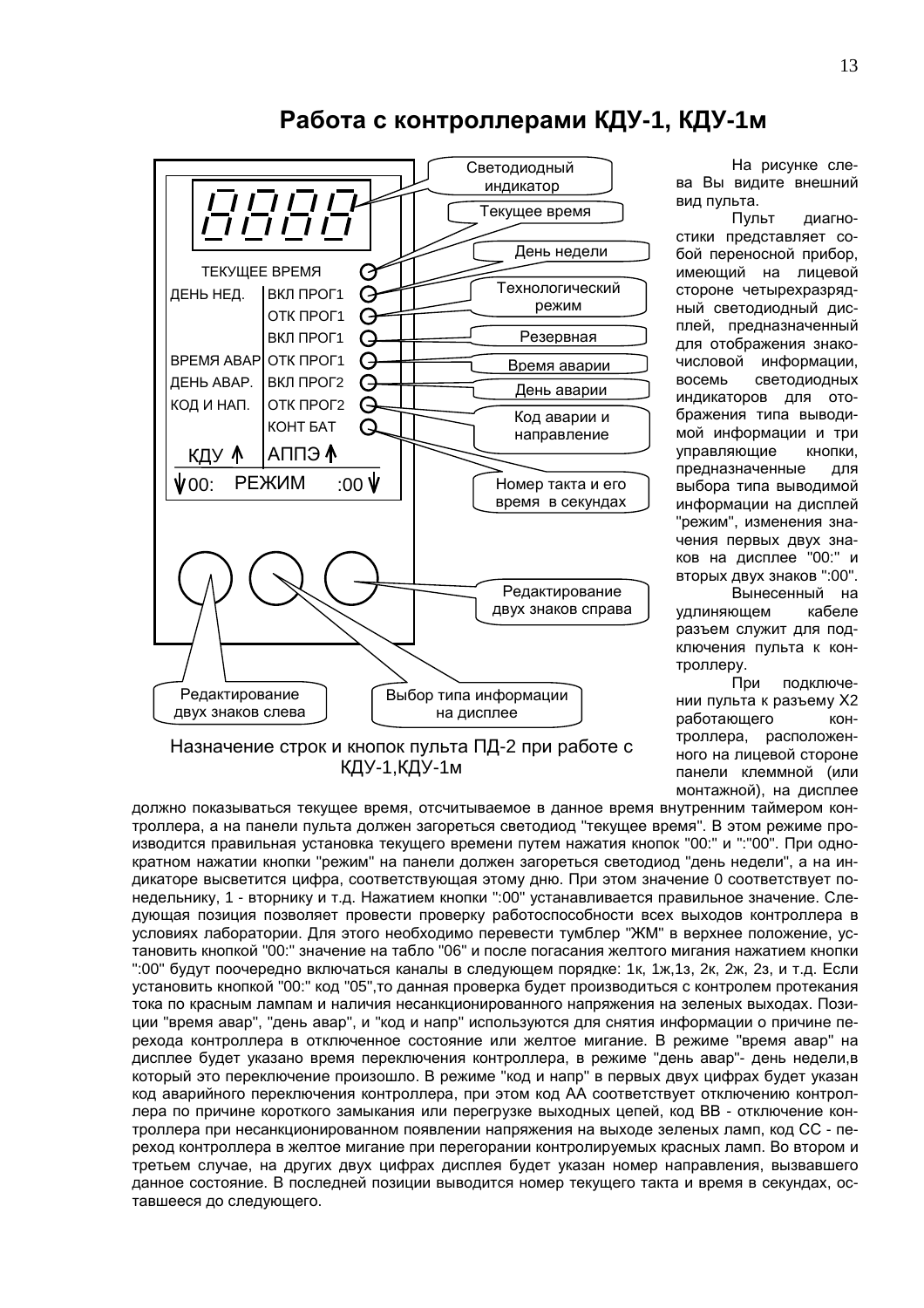# Работа с контроллерами КДУ-1, КДУ-1м

Назначение строк и кнопок пульта ПД-2 при работе с КДУ-1,КДУ-1м

На рисунке слева Вы видите внешний вид пульта.

Пульт диагностики представляет собой переносной прибор, имеющий на лицевой стороне четырехразрядный светодиодный дисплей, предназначенный для отображения знакочисловой информации, восемь светодиодных индикаторов для отображения типа выводимой информации и три управляющие кнопки, предназначенные для выбора типа выводимой информации на дисплей "режим", изменения значения первых двух знаков на дисплее "00:" и вторых двух знаков ":00".

Вынесенный на удлиняющем кабеле разъем служит для подключения пульта к контроллеру.

При подключении пульта к разъему Х2 работающего контроллера, расположенного на лицевой стороне панели клеммной (или монтажной), на дисплее должно показываться текущее время, отсчитываемое в данное время внутренним таймером контроллера, а на панели пульта должен загореться светодиод "текущее время". В этом режиме производится правильная установка текущего времени путем нажатия кнопок "00:" и ":"00". При однократном нажатии кнопки "режим" на панели должен загореться светодиод "день недели", а на индикаторе высветится цифра, соответствующая этому дню. При этом значение 0 соответствует понедельнику, 1 - вторнику и т.д. Нажатием кнопки ":00" устанавливается правильное значение. Следующая позиция позволяет провести проверку работоспособности всех выходов контроллера в условиях лаборатории. Для этого необходимо перевести тумблер "ЖМ" в верхнее положение, установить кнопкой "00:" значение на табло "06" и после погасания желтого мигания нажатием кнопки ":00" будут поочередно включаться каналы в следующем порядке: 1к, 1ж,1з, 2к, 2ж, 2з, и т.д. Если установить кнопкой "00:" код "05",то данная проверка будет производиться с контролем протекания тока по красным лампам и наличия несанкционированного напряжения на зеленых выходах. Позиции "время авар", "день авар", и "код и напр" используются для снятия информации о причине перехода контроллера в отключенное состояние или желтое мигание. В режиме "время авар" на дисплее будет указано время переключения контроллера, в режиме "день авар"- день недели,в который это переключение произошло. В режиме "код и напр" в первых двух цифрах будет указан код аварийного переключения контроллера, при этом код АА соответствует отключению контроллера по причине короткого замыкания или перегрузке выходных цепей, код ВВ - отключение контроллера при несанкционированном появлении напряжения на выходе зеленых ламп, код СС - переход контроллера в желтое мигание при перегорании контролируемых красных ламп. Во втором и третьем случае, на других двух цифрах дисплея будет указан номер направления, вызвавшего данное состояние. В последней позиции выводится номер текущего такта и время в секундах, оставшееся до следующего.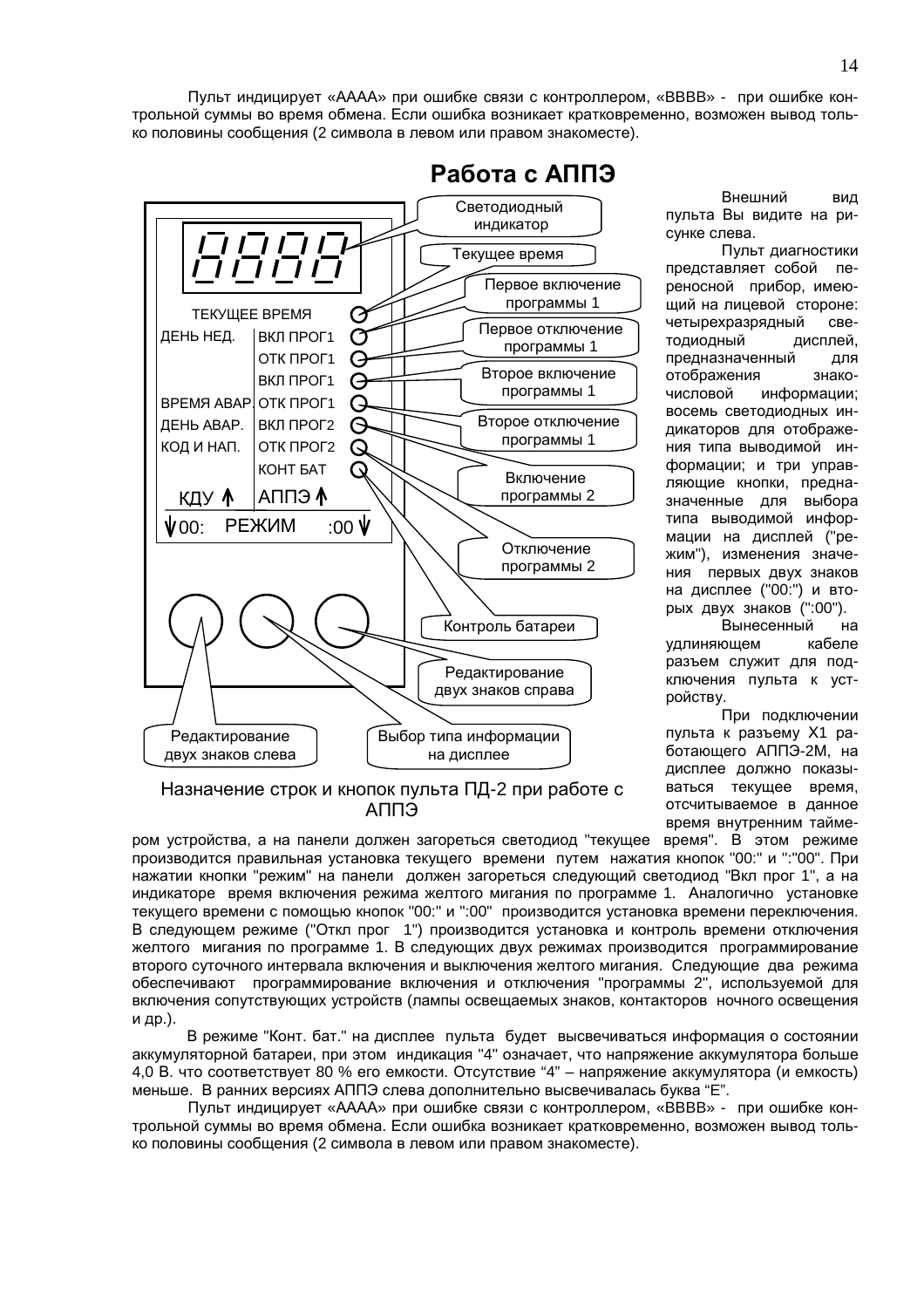Пульт индицирует «АААА» при ошибке связи с контроллером, «ВВВВ» - при ошибке контрольной суммы во время обмена. Если ошибка возникает кратковременно, возможен вывод только половины сообщения (2 символа в левом или правом знакоместе).

## Работа с АППЭ

8888

ТЕКУЩЕЕ ВРЕМЯ
ДЕНЬ НЕД. | ВКЛ ПРОГ1
ОТК ПРОГ1
ВКЛ ПРОГ1
ВРЕМЯ АВАР. | ОТК ПРОГ1
ДЕНЬ АВАР. | ВКЛ ПРОГ2
КОД И НАП. | ОТК ПРОГ2
КОНТ БАТ
КДУ ↑ | АППЭ ↑
↓00: РЕЖИМ :00 ↓

Светодиодный индикатор
Текущее время
Первое включение программы 1
Первое отключение программы 1
Второе включение программы 1
Второе отключение программы 1
Включение программы 2
Отключение программы 2
Контроль батареи
Редактирование двух знаков справа
Редактирование двух знаков слева
Выбор типа информации на дисплее

Назначение строк и кнопок пульта ПД-2 при работе с АППЭ

Внешний вид пульта Вы видите на рисунке слева.

Пульт диагностики представляет собой переносной прибор, имеющий на лицевой стороне: четырехразрядный светодиодный дисплей, предназначенный для отображения знакочисловой информации; восемь светодиодных индикаторов для отображения типа выводимой информации; и три управляющие кнопки, предназначенные для выбора типа выводимой информации на дисплей ("режим"), изменения значения первых двух знаков на дисплее ("00:") и вторых двух знаков (":00").

Вынесенный на удлиняющем кабеле разъем служит для подключения пульта к устройству.

При подключении пульта к разъему Х1 работающего АППЭ-2М, на дисплее должно показываться текущее время, отсчитываемое в данное время внутренним таймером устройства, а на панели должен загореться светодиод "текущее время". В этом режиме производится правильная установка текущего времени путем нажатия кнопок "00:" и ":00". При нажатии кнопки "режим" на панели должен загореться следующий светодиод "Вкл прог 1", а на индикаторе время включения режима желтого мигания по программе 1. Аналогично установке текущего времени с помощью кнопок "00:" и ":00" производится установка времени переключения. В следующем режиме ("Откл прог 1") производится установка и контроль времени отключения желтого мигания по программе 1. В следующих двух режимах производится программирование второго суточного интервала включения и выключения желтого мигания. Следующие два режима обеспечивают программирование включения и отключения "программы 2", используемой для включения сопутствующих устройств (лампы освещаемых знаков, контакторов ночного освещения и др.).

В режиме "Конт. бат." на дисплее пульта будет высвечиваться информация о состоянии аккумуляторной батареи, при этом индикация "4" означает, что напряжение аккумулятора больше 4,0 В. что соответствует 80 % его емкости. Отсутствие "4" – напряжение аккумулятора (и емкость) меньше. В ранних версиях АППЭ слева дополнительно высвечивалась буква "Е".

Пульт индицирует «АААА» при ошибке связи с контроллером, «ВВВВ» - при ошибке контрольной суммы во время обмена. Если ошибка возникает кратковременно, возможен вывод только половины сообщения (2 символа в левом или правом знакоместе).